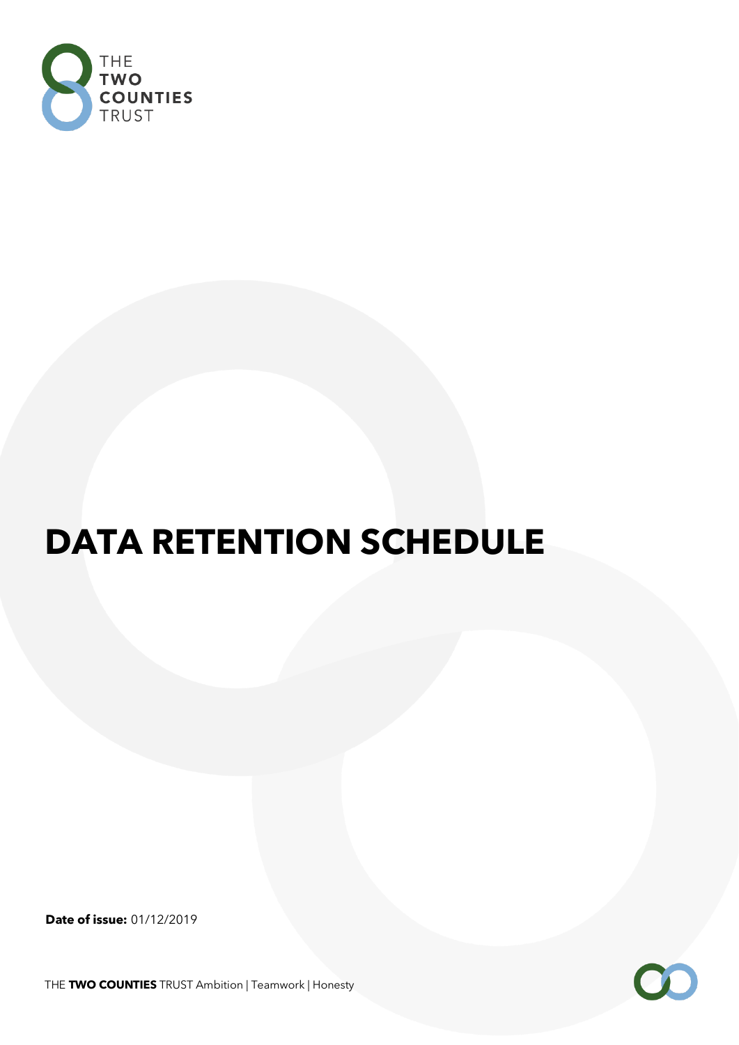THE
**TWO**
**COUNTIES**
TRUST

# DATA RETENTION SCHEDULE

**Date of issue:** 01/12/2019

THE **TWO COUNTIES** TRUST Ambition | Teamwork | Honesty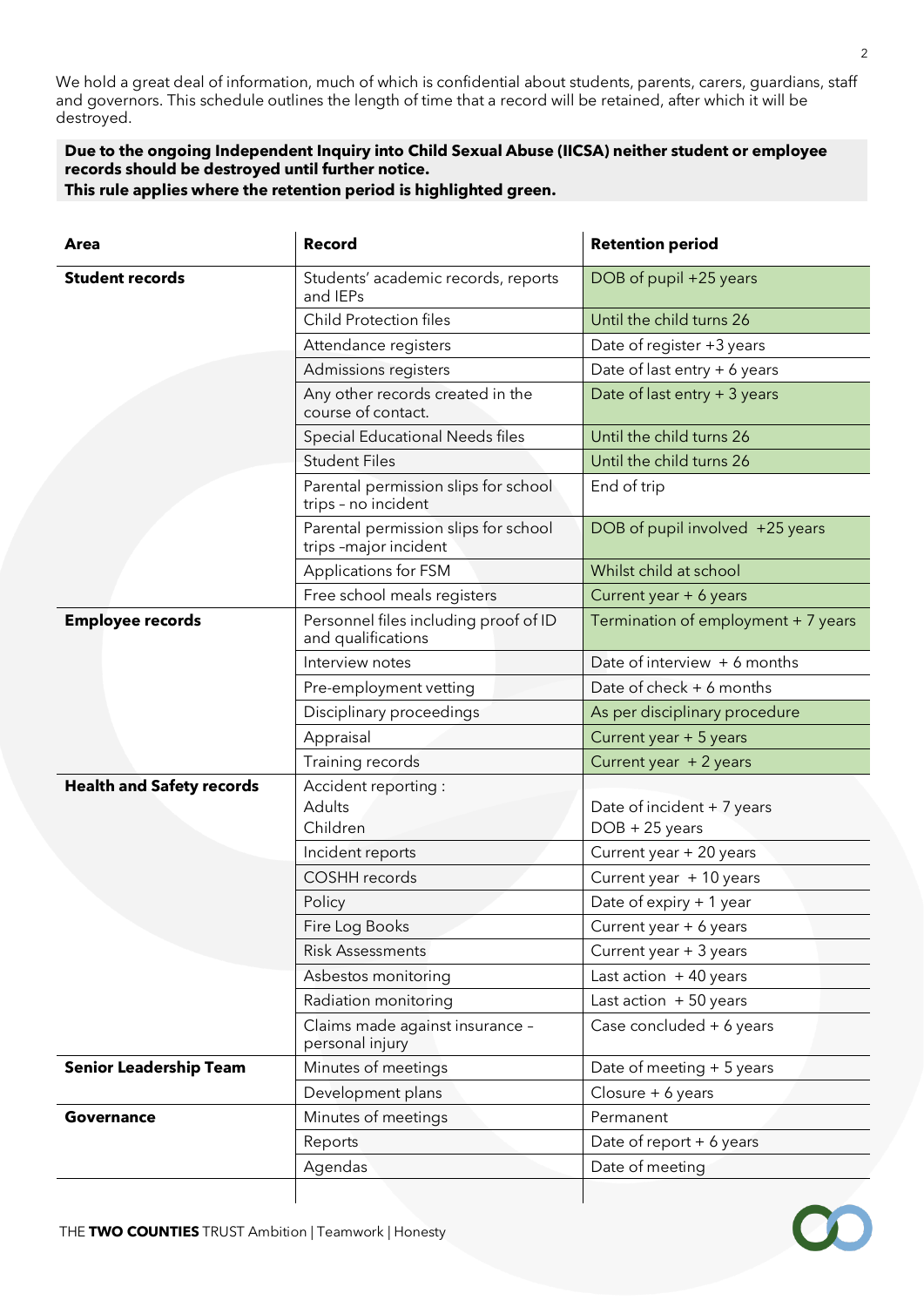We hold a great deal of information, much of which is confidential about students, parents, carers, guardians, staff and governors. This schedule outlines the length of time that a record will be retained, after which it will be destroyed.

**Due to the ongoing Independent Inquiry into Child Sexual Abuse (IICSA) neither student or employee records should be destroyed until further notice.**
**This rule applies where the retention period is highlighted green.**

| Area | Record | Retention period |
|---|---|---|
| **Student records** | Students' academic records, reports and IEPs | DOB of pupil +25 years |
| | Child Protection files | Until the child turns 26 |
| | Attendance registers | Date of register +3 years |
| | Admissions registers | Date of last entry + 6 years |
| | Any other records created in the course of contact. | Date of last entry + 3 years |
| | Special Educational Needs files | Until the child turns 26 |
| | Student Files | Until the child turns 26 |
| | Parental permission slips for school trips – no incident | End of trip |
| | Parental permission slips for school trips –major incident | DOB of pupil involved +25 years |
| | Applications for FSM | Whilst child at school |
| | Free school meals registers | Current year + 6 years |
| **Employee records** | Personnel files including proof of ID and qualifications | Termination of employment + 7 years |
| | Interview notes | Date of interview + 6 months |
| | Pre-employment vetting | Date of check + 6 months |
| | Disciplinary proceedings | As per disciplinary procedure |
| | Appraisal | Current year + 5 years |
| | Training records | Current year + 2 years |
| **Health and Safety records** | Accident reporting :<br>Adults<br>Children | <br>Date of incident + 7 years<br>DOB + 25 years |
| | Incident reports | Current year + 20 years |
| | COSHH records | Current year + 10 years |
| | Policy | Date of expiry + 1 year |
| | Fire Log Books | Current year + 6 years |
| | Risk Assessments | Current year + 3 years |
| | Asbestos monitoring | Last action + 40 years |
| | Radiation monitoring | Last action + 50 years |
| | Claims made against insurance – personal injury | Case concluded + 6 years |
| **Senior Leadership Team** | Minutes of meetings | Date of meeting + 5 years |
| | Development plans | Closure + 6 years |
| **Governance** | Minutes of meetings | Permanent |
| | Reports | Date of report + 6 years |
| | Agendas | Date of meeting |

THE **TWO COUNTIES** TRUST Ambition | Teamwork | Honesty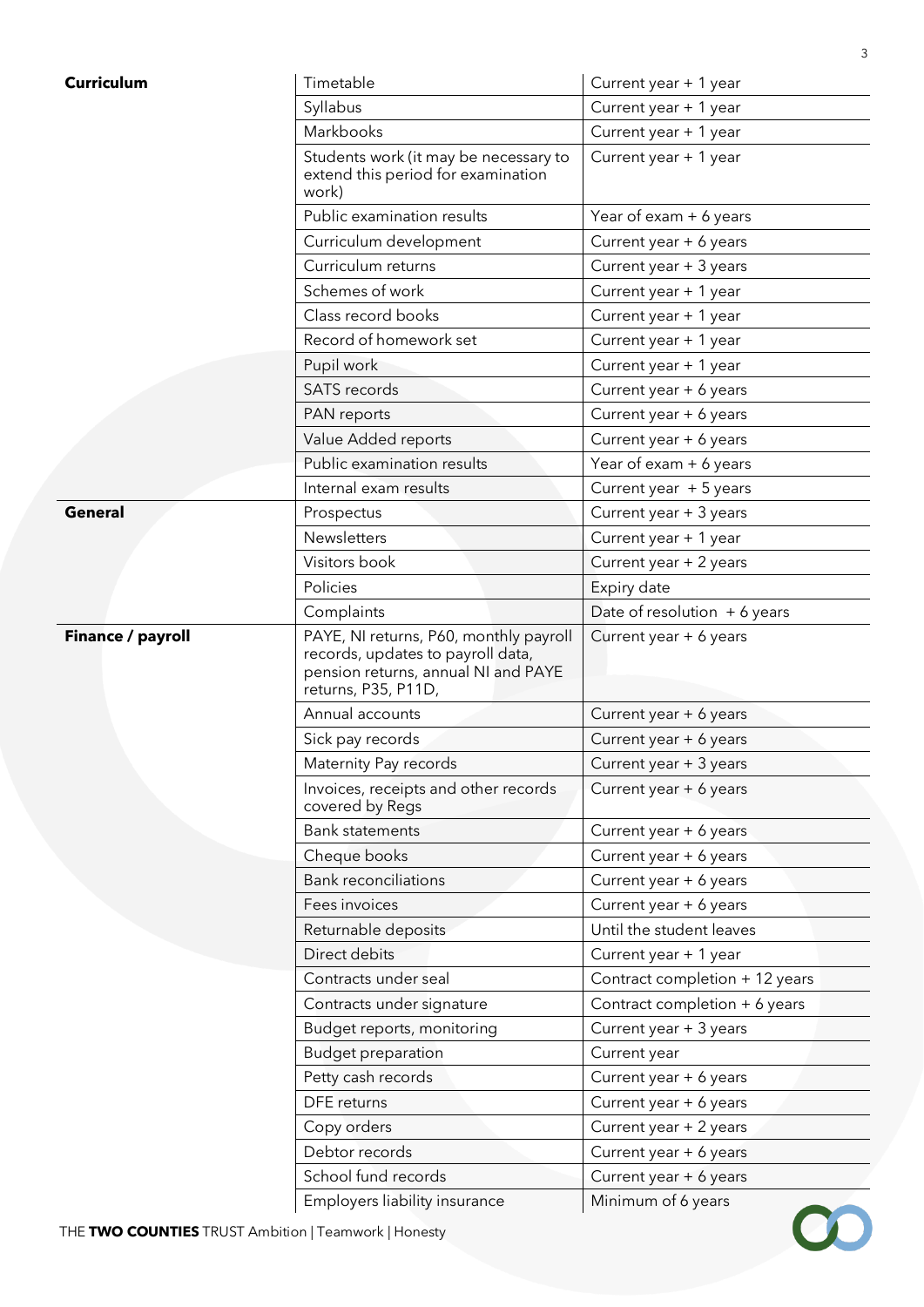| | | |
|---|---|---|
| **Curriculum** | Timetable | Current year + 1 year |
| | Syllabus | Current year + 1 year |
| | Markbooks | Current year + 1 year |
| | Students work (it may be necessary to extend this period for examination work) | Current year + 1 year |
| | Public examination results | Year of exam + 6 years |
| | Curriculum development | Current year + 6 years |
| | Curriculum returns | Current year + 3 years |
| | Schemes of work | Current year + 1 year |
| | Class record books | Current year + 1 year |
| | Record of homework set | Current year + 1 year |
| | Pupil work | Current year + 1 year |
| | SATS records | Current year + 6 years |
| | PAN reports | Current year + 6 years |
| | Value Added reports | Current year + 6 years |
| | Public examination results | Year of exam + 6 years |
| | Internal exam results | Current year + 5 years |
| **General** | Prospectus | Current year + 3 years |
| | Newsletters | Current year + 1 year |
| | Visitors book | Current year + 2 years |
| | Policies | Expiry date |
| | Complaints | Date of resolution + 6 years |
| **Finance / payroll** | PAYE, NI returns, P60, monthly payroll records, updates to payroll data, pension returns, annual NI and PAYE returns, P35, P11D, | Current year + 6 years |
| | Annual accounts | Current year + 6 years |
| | Sick pay records | Current year + 6 years |
| | Maternity Pay records | Current year + 3 years |
| | Invoices, receipts and other records covered by Regs | Current year + 6 years |
| | Bank statements | Current year + 6 years |
| | Cheque books | Current year + 6 years |
| | Bank reconciliations | Current year + 6 years |
| | Fees invoices | Current year + 6 years |
| | Returnable deposits | Until the student leaves |
| | Direct debits | Current year + 1 year |
| | Contracts under seal | Contract completion + 12 years |
| | Contracts under signature | Contract completion + 6 years |
| | Budget reports, monitoring | Current year + 3 years |
| | Budget preparation | Current year |
| | Petty cash records | Current year + 6 years |
| | DFE returns | Current year + 6 years |
| | Copy orders | Current year + 2 years |
| | Debtor records | Current year + 6 years |
| | School fund records | Current year + 6 years |
| | Employers liability insurance | Minimum of 6 years |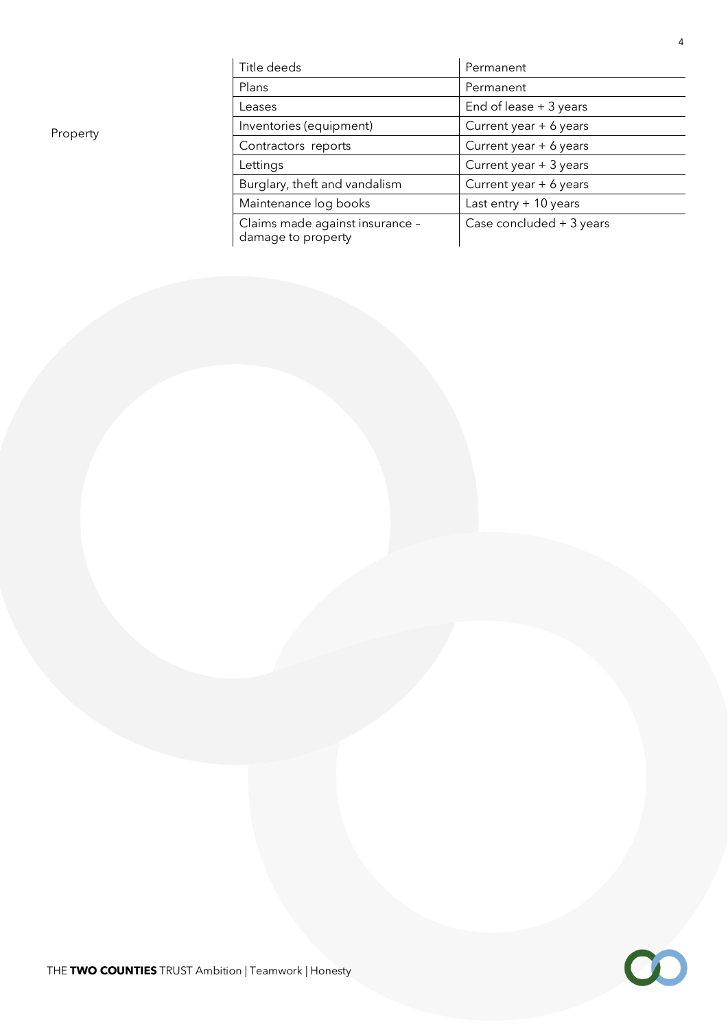| | | |
|---|---|---|
| Property | Title deeds | Permanent |
| | Plans | Permanent |
| | Leases | End of lease + 3 years |
| | Inventories (equipment) | Current year + 6 years |
| | Contractors reports | Current year + 6 years |
| | Lettings | Current year + 3 years |
| | Burglary, theft and vandalism | Current year + 6 years |
| | Maintenance log books | Last entry + 10 years |
| | Claims made against insurance – damage to property | Case concluded + 3 years |